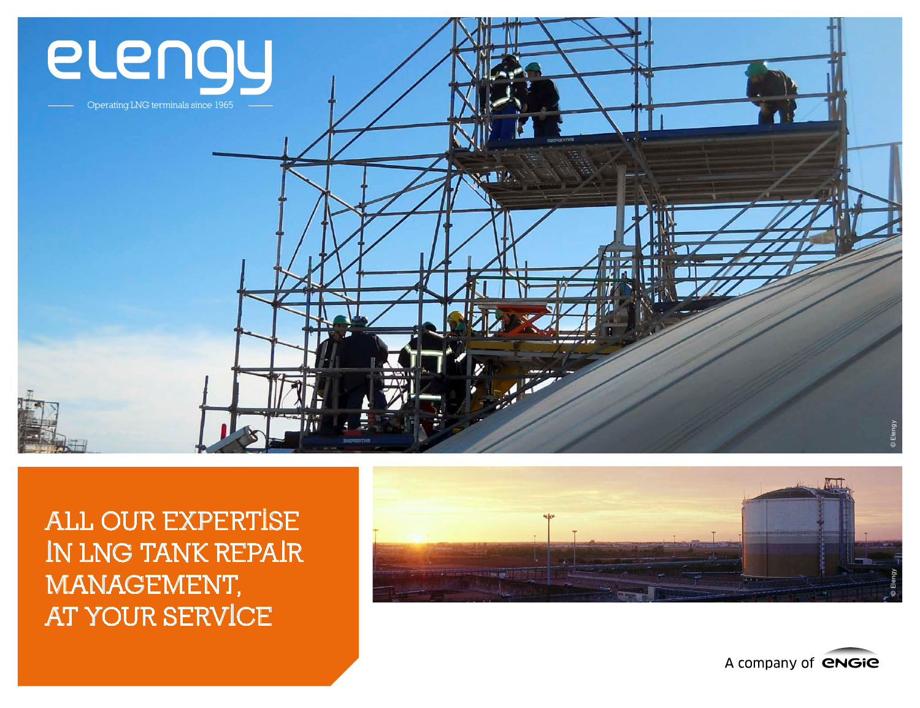# elengy

Operating LNG terminals since 1965

© Elengy

# ALL OUR EXPERTISE IN LNG TANK REPAIR MANAGEMENT, AT YOUR SERVICE

© Elengy

A company of ENGIE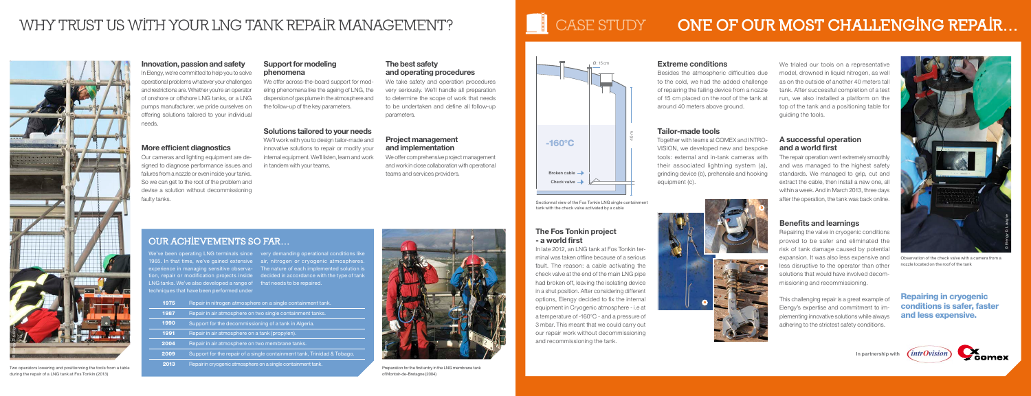# WHY TRUST US WITH YOUR LNG TANK REPAIR MANAGEMENT?

Two operators lowering and positionning the tools from a table during the repair of a LNG tank at Fos Tonkin (2013)

### Innovation, passion and safety

In Elengy, we're committed to help you to solve operational problems whatever your challenges and restrictions are. Whether you're an operator of onshore or offshore LNG tanks, or a LNG pumps manufacturer, we pride ourselves on offering solutions tailored to your individual needs.

### More efficient diagnostics

Our cameras and lighting equipment are designed to diagnose performance issues and failures from a nozzle or even inside your tanks. So we can get to the root of the problem and devise a solution without decommissioning faulty tanks.

### Support for modeling phenomena

We offer across-the-board support for modeling phenomena like the ageing of LNG, the dispersion of gas plume in the atmosphere and the follow-up of the key parameters.

### Solutions tailored to your needs

We'll work with you to design tailor-made and innovative solutions to repair or modify your internal equipment. We'll listen, learn and work in tandem with your teams.

### The best safety and operating procedures

We take safety and operation procedures very seriously. We'll handle all preparation to determine the scope of work that needs to be undertaken and define all follow-up parameters.

### Project management and implementation

We offer comprehensive project management and work in close collaboration with operational teams and services providers.

## OUR ACHIEVEMENTS SO FAR...

We've been operating LNG terminals since 1965. In that time, we've gained extensive experience in managing sensitive observation, repair or modification projects inside LNG tanks. We've also developed a range of techniques that have been performed under very demanding operational conditions like air, nitrogen or cryogenic atmospheres. The nature of each implemented solution is decided in accordance with the type of tank that needs to be repaired.

| | |
|---|---|
| 1975 | Repair in nitrogen atmosphere on a single containment tank. |
| 1987 | Repair in air atmosphere on two single containment tanks. |
| 1990 | Support for the decommissioning of a tank in Algeria. |
| 1991 | Repair in air atmosphere on a tank (propylen). |
| 2004 | Repair in air atmosphere on two membrane tanks. |
| 2009 | Support for the repair of a single containment tank, Trinidad & Tobago. |
| 2013 | Repair in cryogenic atmosphere on a single containment tank. |

Preparation for the first entry in the LNG membrane tank of Montoir-de-Bretagne (2004)

# CASE STUDY — ONE OF OUR MOST CHALLENGING REPAIR...

Ø: 15 cm — -160°C — 40 m — Broken cable — Check valve

Sectionnal view of the Fos Tonkin LNG single containment tank with the check valve activated by a cable

### The Fos Tonkin project - a world first

In late 2012, an LNG tank at Fos Tonkin terminal was taken offline because of a serious fault. The reason: a cable activating the check valve at the end of the main LNG pipe had broken off, leaving the isolating device in a shut position. After considering different options, Elengy decided to fix the internal equipment in Cryogenic atmosphere - i.e at a temperature of -160°C - and a pressure of 3 mbar. This meant that we could carry out our repair work without decommissioning and recommissioning the tank.

### Extreme conditions

Besides the atmospheric difficulties due to the cold, we had the added challenge of repairing the failing device from a nozzle of 15 cm placed on the roof of the tank at around 40 meters above ground.

### Tailor-made tools

Together with teams at COMEX and INTROVISION, we developed new and bespoke tools: external and in-tank cameras with their associated lightning system (a), grinding device (b), prehensile and hooking equipment (c).

We trialed our tools on a representative model, drowned in liquid nitrogen, as well as on the outside of another 40 meters tall tank. After successful completion of a test run, we also installed a platform on the top of the tank and a positioning table for guiding the tools.

### A successful operation and a world first

The repair operation went extremely smoothly and was managed to the highest safety standards. We managed to grip, cut and extract the cable, then install a new one, all within a week. And in March 2013, three days after the operation, the tank was back online.

### Benefits and learnings

Repairing the valve in cryogenic conditions proved to be safer and eliminated the risk of tank damage caused by potential expansion. It was also less expensive and less disruptive to the operator than other solutions that would have involved decommissioning and recommissioning.

This challenging repair is a great example of Elengy's expertise and commitment to implementing innovative solutions while always adhering to the strictest safety conditions.

Observation of the check valve with a camera from a nozzle located on the roof of the tank

**Repairing in cryogenic conditions is safer, faster and less expensive.**

In partnership with introvision, comex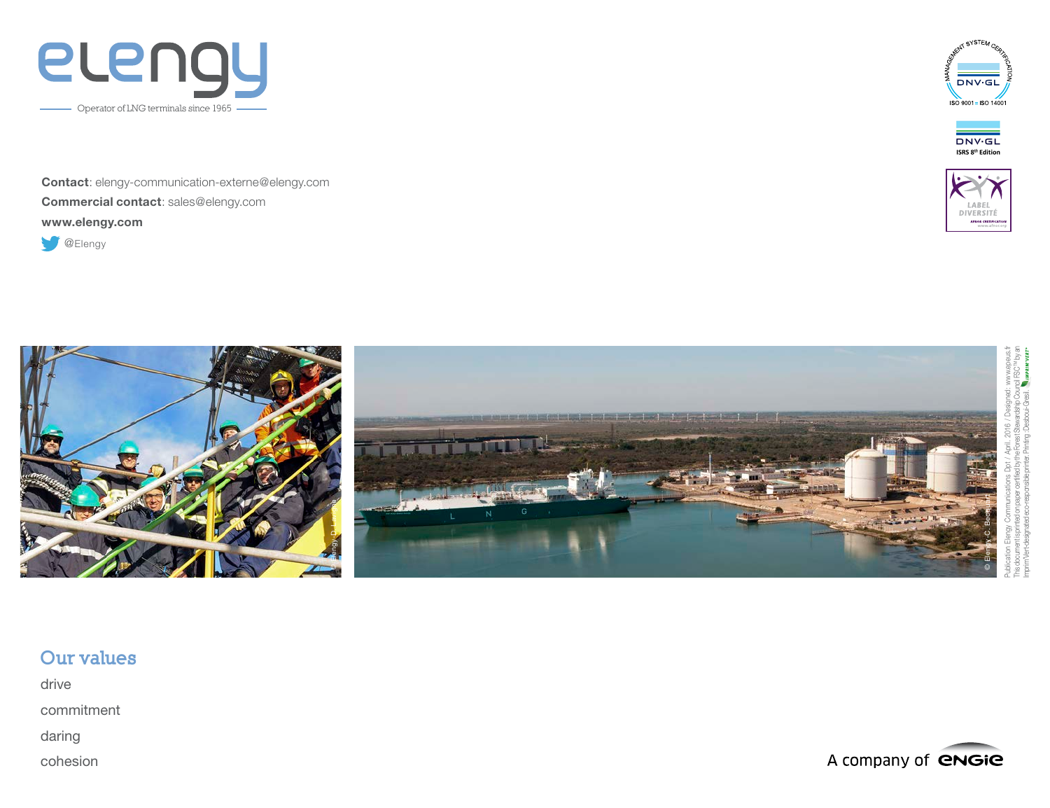elengy

Operator of LNG terminals since 1965

**Contact**: elengy-communication-externe@elengy.com

**Commercial contact**: sales@elengy.com

**www.elengy.com**

@Elengy

© Elengy - D. Lavigne

© Elengy - C. Becquart

Publication Elengy Communications Dpt / April 2016 / Designed: www.epeus.fr
This document is printed on paper certified by the Forest Stewardship Council (FSC™) by an Imprim'Vert-designated eco-responsible printer. Printing: Desbouis-Grésil

## Our values

drive

commitment

daring

cohesion

A company of ENGIE